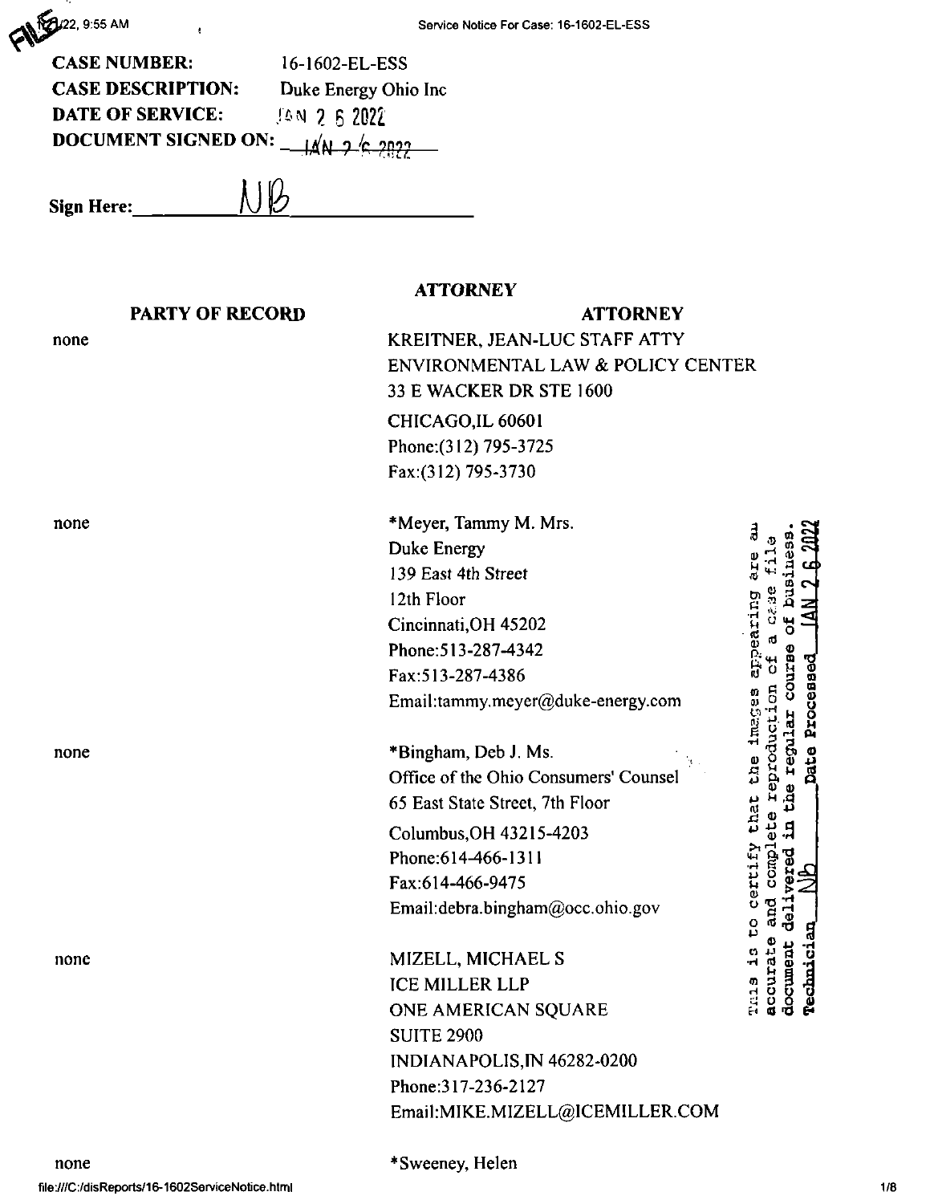**CASE NUMBER:** 16-1602-EL-ESS

**CASE DESCRIPTION:** Duke Energy Ohio Inc

**DATE OF SERVICE:** JAN 2 6 2022

**DOCUMENT SIGNED ON:** JAN 2 6 2022

**Sign Here:** NB

**ATTORNEY**

| PARTY OF RECORD | ATTORNEY |
|---|---|
| none | KREITNER, JEAN-LUC STAFF ATTY<br>ENVIRONMENTAL LAW & POLICY CENTER<br>33 E WACKER DR STE 1600<br>CHICAGO,IL 60601<br>Phone:(312) 795-3725<br>Fax:(312) 795-3730 |
| none | *Meyer, Tammy M. Mrs.<br>Duke Energy<br>139 East 4th Street<br>12th Floor<br>Cincinnati,OH 45202<br>Phone:513-287-4342<br>Fax:513-287-4386<br>Email:tammy.meyer@duke-energy.com |
| none | *Bingham, Deb J. Ms.<br>Office of the Ohio Consumers' Counsel<br>65 East State Street, 7th Floor<br>Columbus,OH 43215-4203<br>Phone:614-466-1311<br>Fax:614-466-9475<br>Email:debra.bingham@occ.ohio.gov |
| none | MIZELL, MICHAEL S<br>ICE MILLER LLP<br>ONE AMERICAN SQUARE<br>SUITE 2900<br>INDIANAPOLIS,IN 46282-0200<br>Phone:317-236-2127<br>Email:MIKE.MIZELL@ICEMILLER.COM |
| none | *Sweeney, Helen |

This is to certify that the images appearing are an accurate and complete reproduction of a case file document delivered in the regular course of business. Technician NB Date Processed JAN 2 6 2022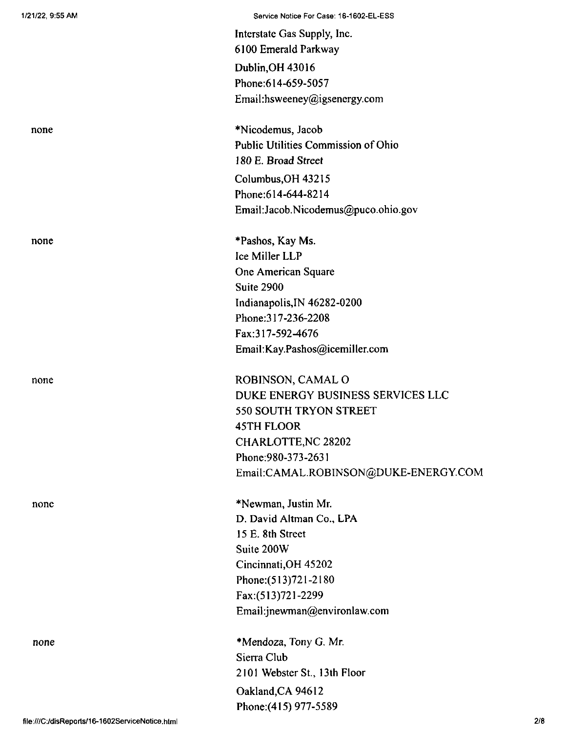Interstate Gas Supply, Inc.
6100 Emerald Parkway
Dublin,OH 43016
Phone:614-659-5057
Email:hsweeney@igsenergy.com

none

*Nicodemus, Jacob
Public Utilities Commission of Ohio
180 E. Broad Street
Columbus,OH 43215
Phone:614-644-8214
Email:Jacob.Nicodemus@puco.ohio.gov

none

*Pashos, Kay Ms.
Ice Miller LLP
One American Square
Suite 2900
Indianapolis,IN 46282-0200
Phone:317-236-2208
Fax:317-592-4676
Email:Kay.Pashos@icemiller.com

none

ROBINSON, CAMAL O
DUKE ENERGY BUSINESS SERVICES LLC
550 SOUTH TRYON STREET
45TH FLOOR
CHARLOTTE,NC 28202
Phone:980-373-2631
Email:CAMAL.ROBINSON@DUKE-ENERGY.COM

none

*Newman, Justin Mr.
D. David Altman Co., LPA
15 E. 8th Street
Suite 200W
Cincinnati,OH 45202
Phone:(513)721-2180
Fax:(513)721-2299
Email:jnewman@environlaw.com

none

*Mendoza, Tony G. Mr.
Sierra Club
2101 Webster St., 13th Floor
Oakland,CA 94612
Phone:(415) 977-5589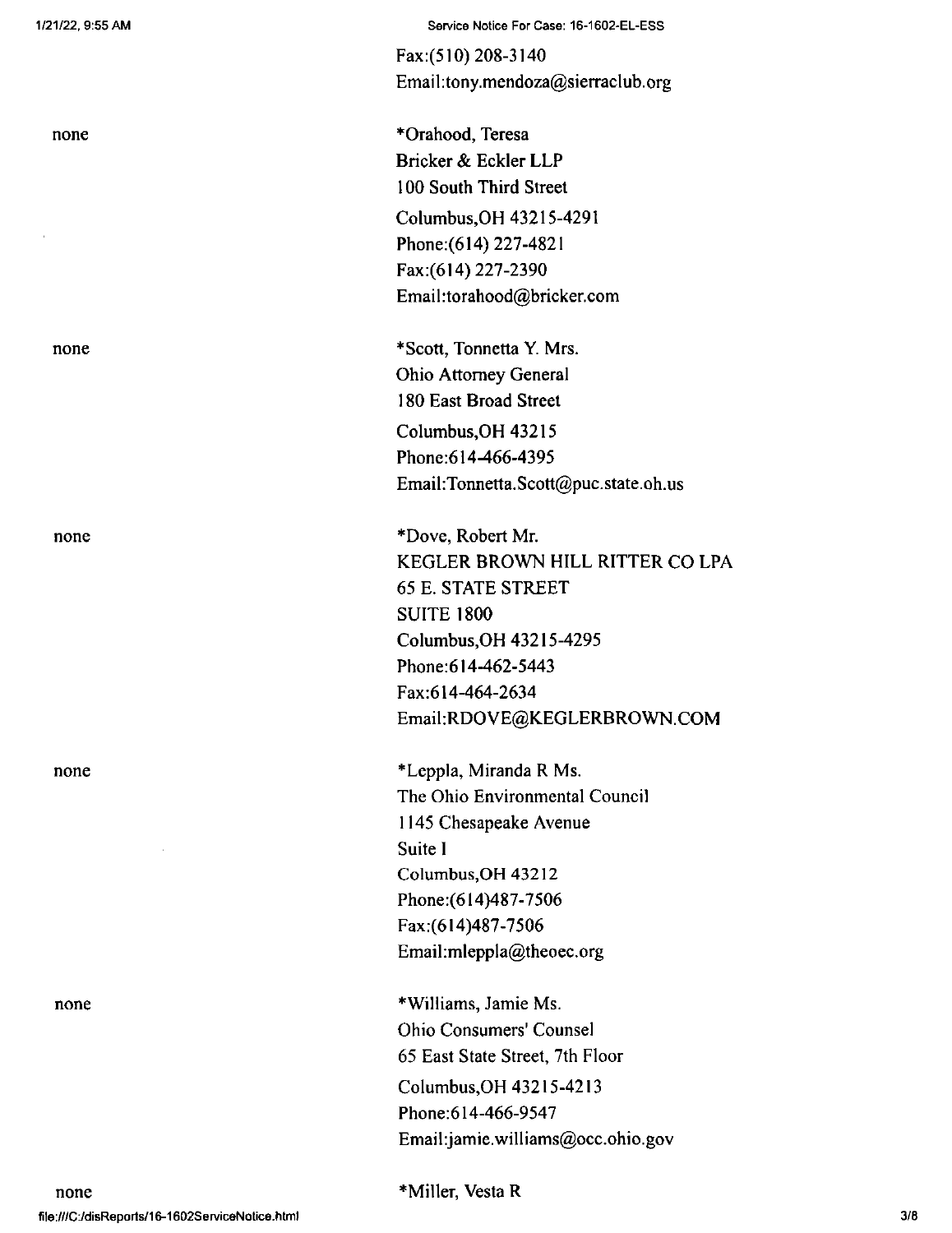Fax:(510) 208-3140
Email:tony.mendoza@sierraclub.org

| | |
|---|---|
| none | *Orahood, Teresa<br>Bricker & Eckler LLP<br>100 South Third Street<br>Columbus,OH 43215-4291<br>Phone:(614) 227-4821<br>Fax:(614) 227-2390<br>Email:torahood@bricker.com |
| none | *Scott, Tonnetta Y. Mrs.<br>Ohio Attorney General<br>180 East Broad Street<br>Columbus,OH 43215<br>Phone:614-466-4395<br>Email:Tonnetta.Scott@puc.state.oh.us |
| none | *Dove, Robert Mr.<br>KEGLER BROWN HILL RITTER CO LPA<br>65 E. STATE STREET<br>SUITE 1800<br>Columbus,OH 43215-4295<br>Phone:614-462-5443<br>Fax:614-464-2634<br>Email:RDOVE@KEGLERBROWN.COM |
| none | *Leppla, Miranda R Ms.<br>The Ohio Environmental Council<br>1145 Chesapeake Avenue<br>Suite I<br>Columbus,OH 43212<br>Phone:(614)487-7506<br>Fax:(614)487-7506<br>Email:mleppla@theoec.org |
| none | *Williams, Jamie Ms.<br>Ohio Consumers' Counsel<br>65 East State Street, 7th Floor<br>Columbus,OH 43215-4213<br>Phone:614-466-9547<br>Email:jamie.williams@occ.ohio.gov |
| none | *Miller, Vesta R |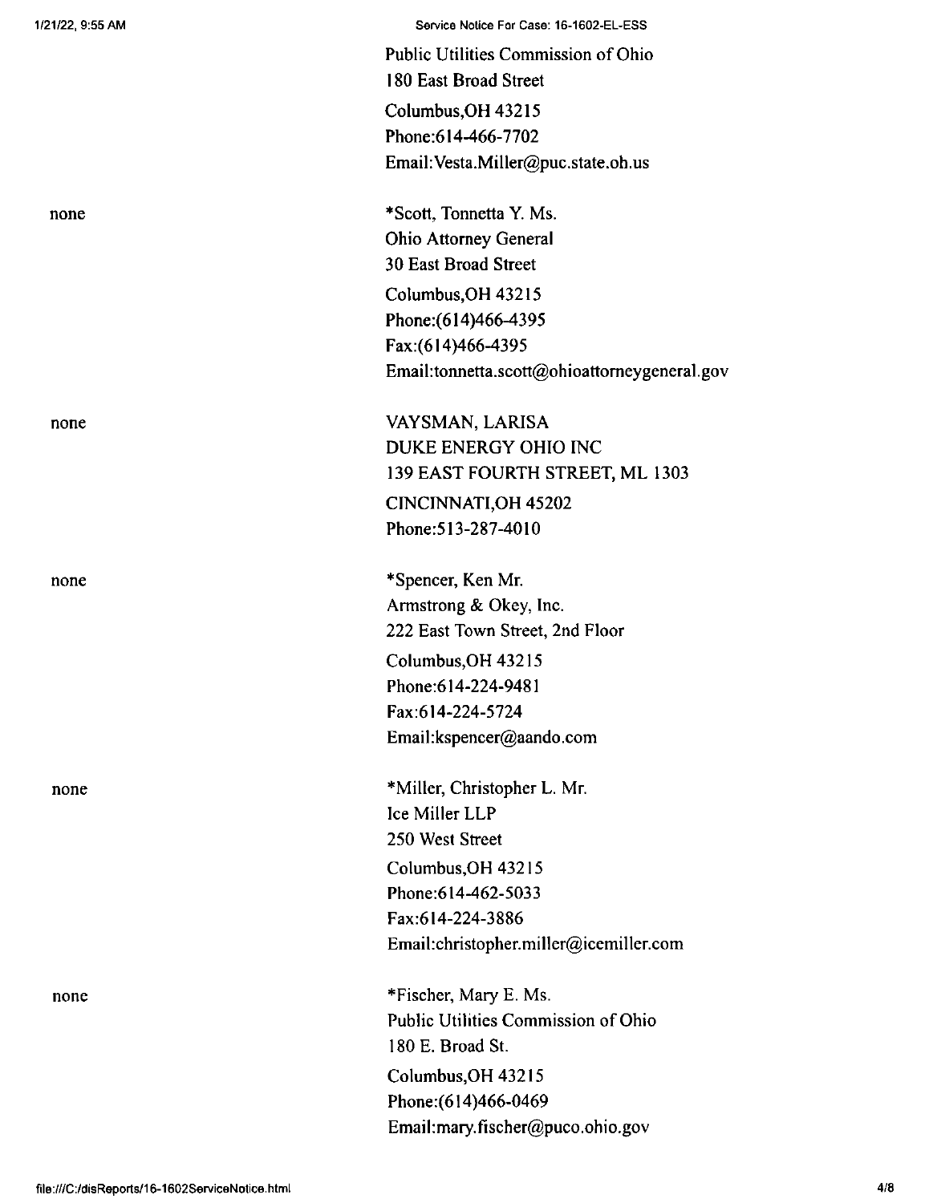| | |
|---|---|
| | Public Utilities Commission of Ohio<br>180 East Broad Street<br>Columbus,OH 43215<br>Phone:614-466-7702<br>Email:Vesta.Miller@puc.state.oh.us |
| none | *Scott, Tonnetta Y. Ms.<br>Ohio Attorney General<br>30 East Broad Street<br>Columbus,OH 43215<br>Phone:(614)466-4395<br>Fax:(614)466-4395<br>Email:tonnetta.scott@ohioattorneygeneral.gov |
| none | VAYSMAN, LARISA<br>DUKE ENERGY OHIO INC<br>139 EAST FOURTH STREET, ML 1303<br>CINCINNATI,OH 45202<br>Phone:513-287-4010 |
| none | *Spencer, Ken Mr.<br>Armstrong & Okey, Inc.<br>222 East Town Street, 2nd Floor<br>Columbus,OH 43215<br>Phone:614-224-9481<br>Fax:614-224-5724<br>Email:kspencer@aando.com |
| none | *Miller, Christopher L. Mr.<br>Ice Miller LLP<br>250 West Street<br>Columbus,OH 43215<br>Phone:614-462-5033<br>Fax:614-224-3886<br>Email:christopher.miller@icemiller.com |
| none | *Fischer, Mary E. Ms.<br>Public Utilities Commission of Ohio<br>180 E. Broad St.<br>Columbus,OH 43215<br>Phone:(614)466-0469<br>Email:mary.fischer@puco.ohio.gov |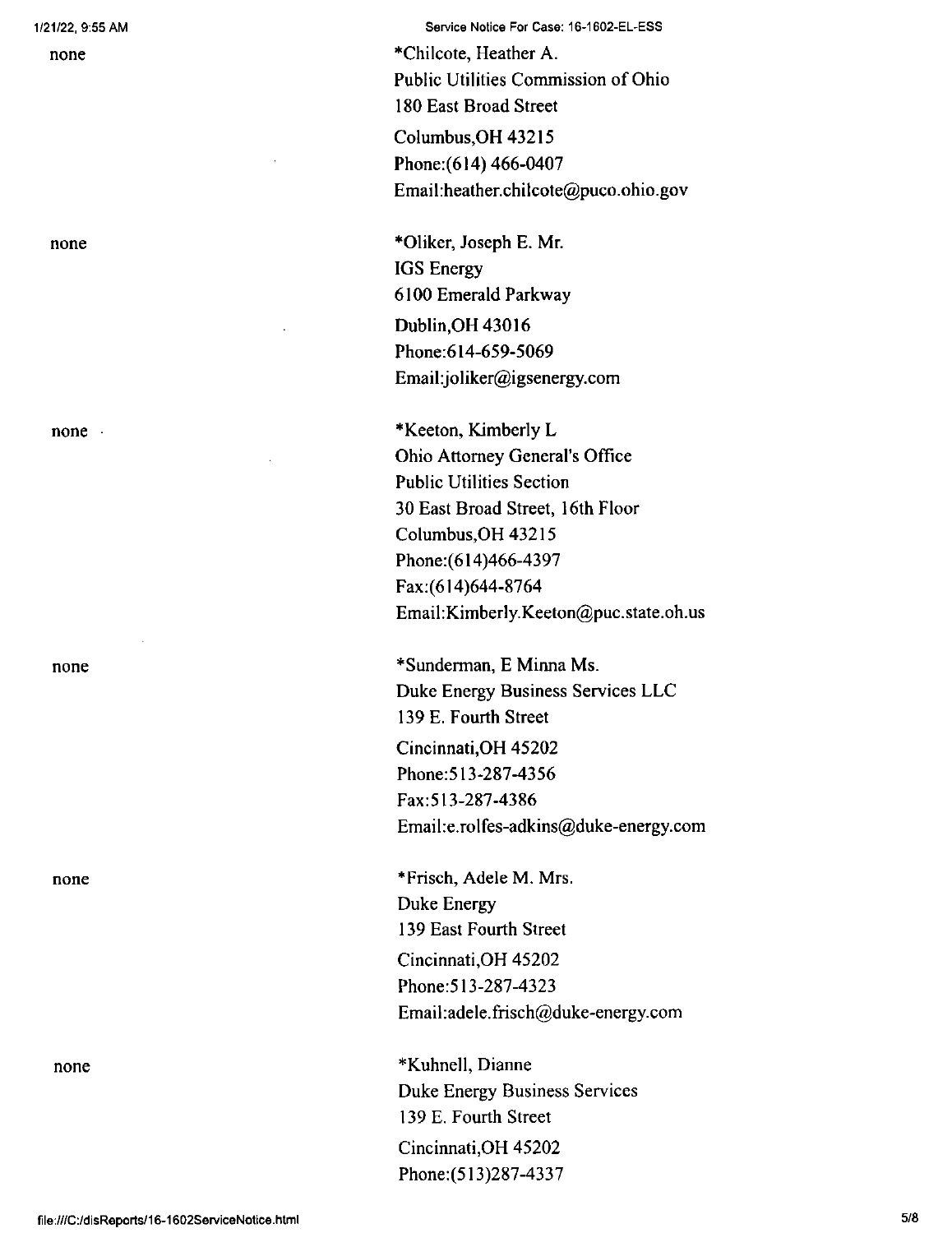none

*Chilcote, Heather A.
Public Utilities Commission of Ohio
180 East Broad Street
Columbus,OH 43215
Phone:(614) 466-0407
Email:heather.chilcote@puco.ohio.gov

none

*Oliker, Joseph E. Mr.
IGS Energy
6100 Emerald Parkway
Dublin,OH 43016
Phone:614-659-5069
Email:joliker@igsenergy.com

none

*Keeton, Kimberly L
Ohio Attorney General's Office
Public Utilities Section
30 East Broad Street, 16th Floor
Columbus,OH 43215
Phone:(614)466-4397
Fax:(614)644-8764
Email:Kimberly.Keeton@puc.state.oh.us

none

*Sunderman, E Minna Ms.
Duke Energy Business Services LLC
139 E. Fourth Street
Cincinnati,OH 45202
Phone:513-287-4356
Fax:513-287-4386
Email:e.rolfes-adkins@duke-energy.com

none

*Frisch, Adele M. Mrs.
Duke Energy
139 East Fourth Street
Cincinnati,OH 45202
Phone:513-287-4323
Email:adele.frisch@duke-energy.com

none

*Kuhnell, Dianne
Duke Energy Business Services
139 E. Fourth Street
Cincinnati,OH 45202
Phone:(513)287-4337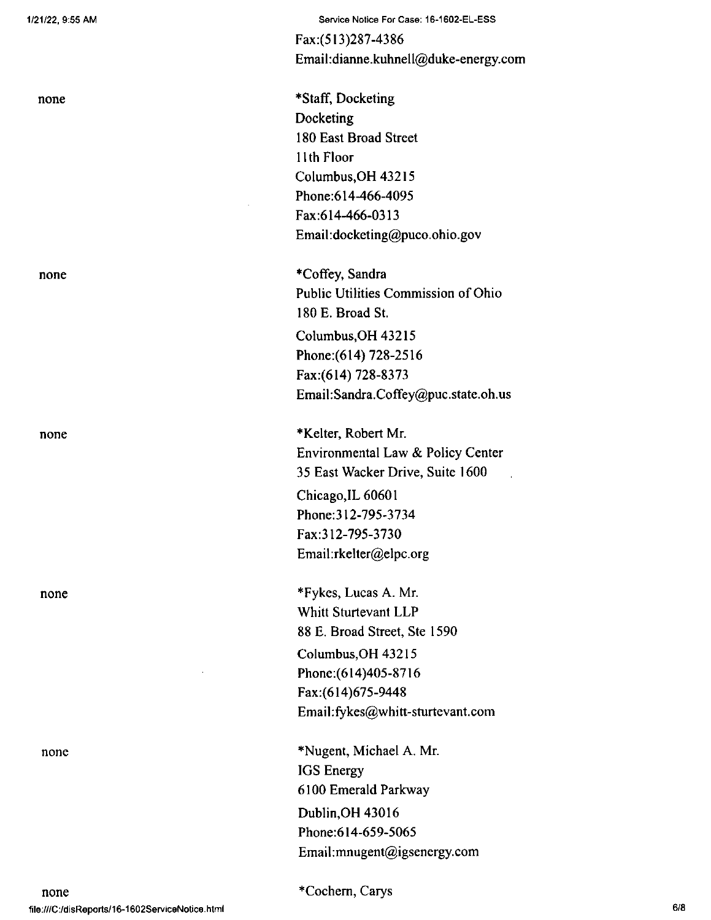Fax:(513)287-4386
Email:dianne.kuhnell@duke-energy.com

| | |
|---|---|
| none | *Staff, Docketing<br>Docketing<br>180 East Broad Street<br>11th Floor<br>Columbus,OH 43215<br>Phone:614-466-4095<br>Fax:614-466-0313<br>Email:docketing@puco.ohio.gov |
| none | *Coffey, Sandra<br>Public Utilities Commission of Ohio<br>180 E. Broad St.<br>Columbus,OH 43215<br>Phone:(614) 728-2516<br>Fax:(614) 728-8373<br>Email:Sandra.Coffey@puc.state.oh.us |
| none | *Kelter, Robert Mr.<br>Environmental Law & Policy Center<br>35 East Wacker Drive, Suite 1600<br>Chicago,IL 60601<br>Phone:312-795-3734<br>Fax:312-795-3730<br>Email:rkelter@elpc.org |
| none | *Fykes, Lucas A. Mr.<br>Whitt Sturtevant LLP<br>88 E. Broad Street, Ste 1590<br>Columbus,OH 43215<br>Phone:(614)405-8716<br>Fax:(614)675-9448<br>Email:fykes@whitt-sturtevant.com |
| none | *Nugent, Michael A. Mr.<br>IGS Energy<br>6100 Emerald Parkway<br>Dublin,OH 43016<br>Phone:614-659-5065<br>Email:mnugent@igsenergy.com |
| none | *Cochern, Carys |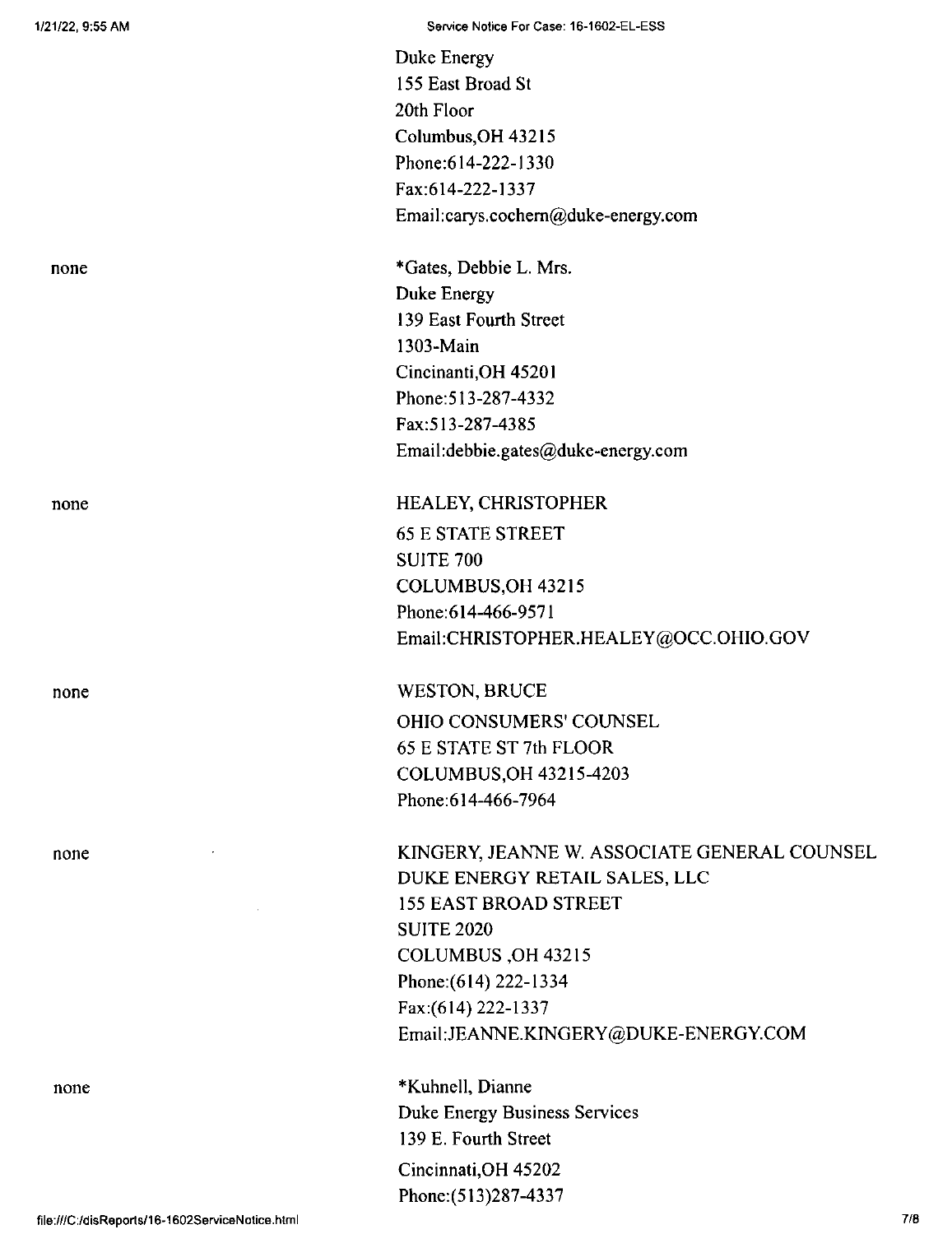Duke Energy
155 East Broad St
20th Floor
Columbus,OH 43215
Phone:614-222-1330
Fax:614-222-1337
Email:carys.cochern@duke-energy.com

| | |
|---|---|
| none | *Gates, Debbie L. Mrs.<br>Duke Energy<br>139 East Fourth Street<br>1303-Main<br>Cincinanti,OH 45201<br>Phone:513-287-4332<br>Fax:513-287-4385<br>Email:debbie.gates@duke-energy.com |
| none | HEALEY, CHRISTOPHER<br>65 E STATE STREET<br>SUITE 700<br>COLUMBUS,OH 43215<br>Phone:614-466-9571<br>Email:CHRISTOPHER.HEALEY@OCC.OHIO.GOV |
| none | WESTON, BRUCE<br>OHIO CONSUMERS' COUNSEL<br>65 E STATE ST 7th FLOOR<br>COLUMBUS,OH 43215-4203<br>Phone:614-466-7964 |
| none | KINGERY, JEANNE W. ASSOCIATE GENERAL COUNSEL<br>DUKE ENERGY RETAIL SALES, LLC<br>155 EAST BROAD STREET<br>SUITE 2020<br>COLUMBUS ,OH 43215<br>Phone:(614) 222-1334<br>Fax:(614) 222-1337<br>Email:JEANNE.KINGERY@DUKE-ENERGY.COM |
| none | *Kuhnell, Dianne<br>Duke Energy Business Services<br>139 E. Fourth Street<br>Cincinnati,OH 45202<br>Phone:(513)287-4337 |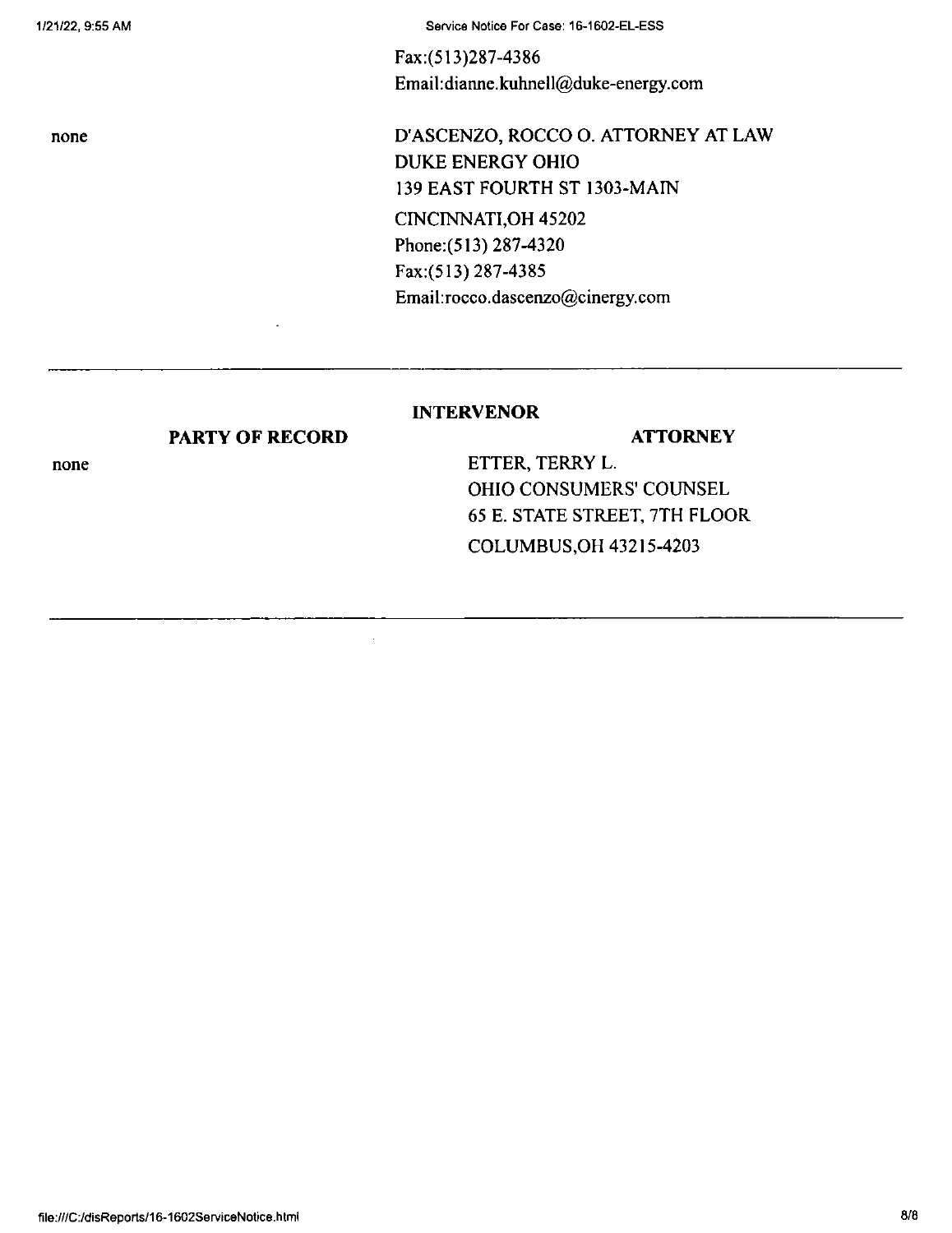Fax:(513)287-4386
Email:dianne.kuhnell@duke-energy.com

| | |
|---|---|
| none | D'ASCENZO, ROCCO O. ATTORNEY AT LAW<br>DUKE ENERGY OHIO<br>139 EAST FOURTH ST 1303-MAIN<br>CINCINNATI,OH 45202<br>Phone:(513) 287-4320<br>Fax:(513) 287-4385<br>Email:rocco.dascenzo@cinergy.com |

---

**INTERVENOR**

| PARTY OF RECORD | ATTORNEY |
|---|---|
| none | ETTER, TERRY L.<br>OHIO CONSUMERS' COUNSEL<br>65 E. STATE STREET, 7TH FLOOR<br>COLUMBUS,OH 43215-4203 |

---